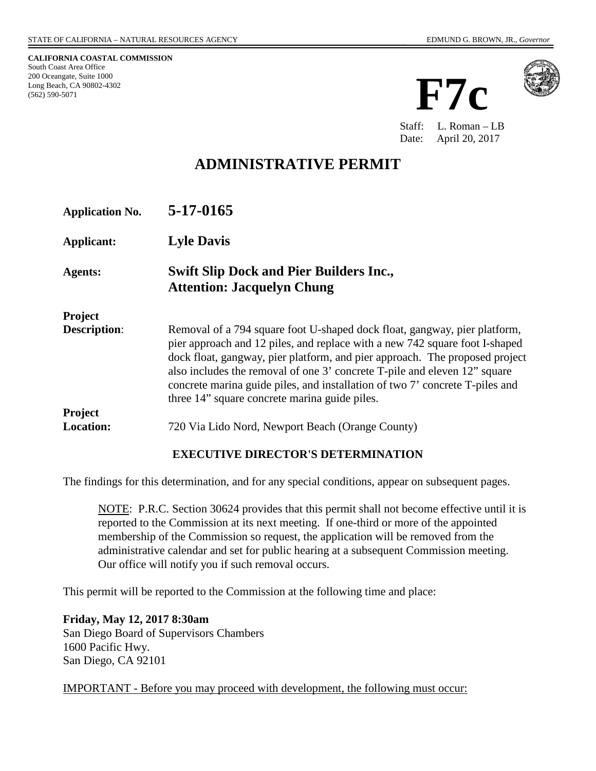STATE OF CALIFORNIA – NATURAL RESOURCES AGENCY EDMUND G. BROWN, JR., *Governor*

**CALIFORNIA COASTAL COMMISSION**
South Coast Area Office
200 Oceangate, Suite 1000
Long Beach, CA 90802-4302
(562) 590-5071

# F7c

Staff: L. Roman – LB
Date: April 20, 2017

# ADMINISTRATIVE PERMIT

**Application No.** **5-17-0165**

**Applicant:** **Lyle Davis**

**Agents:** **Swift Slip Dock and Pier Builders Inc., Attention: Jacquelyn Chung**

**Project Description**: Removal of a 794 square foot U-shaped dock float, gangway, pier platform, pier approach and 12 piles, and replace with a new 742 square foot I-shaped dock float, gangway, pier platform, and pier approach. The proposed project also includes the removal of one 3' concrete T-pile and eleven 12" square concrete marina guide piles, and installation of two 7' concrete T-piles and three 14" square concrete marina guide piles.

**Project Location:** 720 Via Lido Nord, Newport Beach (Orange County)

**EXECUTIVE DIRECTOR'S DETERMINATION**

The findings for this determination, and for any special conditions, appear on subsequent pages.

> NOTE: P.R.C. Section 30624 provides that this permit shall not become effective until it is reported to the Commission at its next meeting. If one-third or more of the appointed membership of the Commission so request, the application will be removed from the administrative calendar and set for public hearing at a subsequent Commission meeting. Our office will notify you if such removal occurs.

This permit will be reported to the Commission at the following time and place:

**Friday, May 12, 2017 8:30am**
San Diego Board of Supervisors Chambers
1600 Pacific Hwy.
San Diego, CA 92101

IMPORTANT - Before you may proceed with development, the following must occur: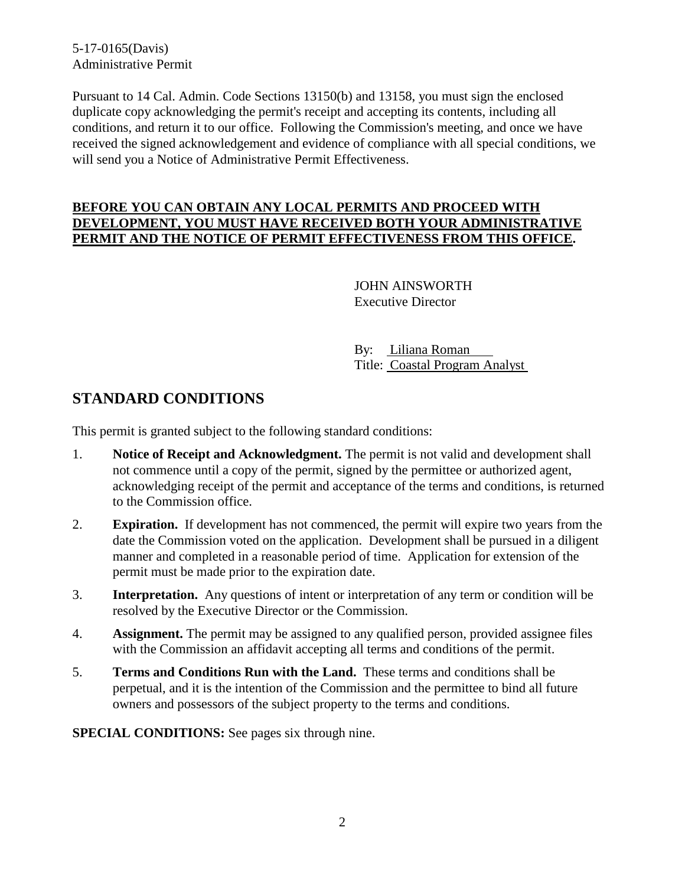5-17-0165(Davis)
Administrative Permit

Pursuant to 14 Cal. Admin. Code Sections 13150(b) and 13158, you must sign the enclosed duplicate copy acknowledging the permit's receipt and accepting its contents, including all conditions, and return it to our office. Following the Commission's meeting, and once we have received the signed acknowledgement and evidence of compliance with all special conditions, we will send you a Notice of Administrative Permit Effectiveness.

**BEFORE YOU CAN OBTAIN ANY LOCAL PERMITS AND PROCEED WITH DEVELOPMENT, YOU MUST HAVE RECEIVED BOTH YOUR ADMINISTRATIVE PERMIT AND THE NOTICE OF PERMIT EFFECTIVENESS FROM THIS OFFICE.**

JOHN AINSWORTH
Executive Director

By: Liliana Roman
Title: Coastal Program Analyst

## STANDARD CONDITIONS

This permit is granted subject to the following standard conditions:

1. **Notice of Receipt and Acknowledgment.** The permit is not valid and development shall not commence until a copy of the permit, signed by the permittee or authorized agent, acknowledging receipt of the permit and acceptance of the terms and conditions, is returned to the Commission office.

2. **Expiration.** If development has not commenced, the permit will expire two years from the date the Commission voted on the application. Development shall be pursued in a diligent manner and completed in a reasonable period of time. Application for extension of the permit must be made prior to the expiration date.

3. **Interpretation.** Any questions of intent or interpretation of any term or condition will be resolved by the Executive Director or the Commission.

4. **Assignment.** The permit may be assigned to any qualified person, provided assignee files with the Commission an affidavit accepting all terms and conditions of the permit.

5. **Terms and Conditions Run with the Land.** These terms and conditions shall be perpetual, and it is the intention of the Commission and the permittee to bind all future owners and possessors of the subject property to the terms and conditions.

**SPECIAL CONDITIONS:** See pages six through nine.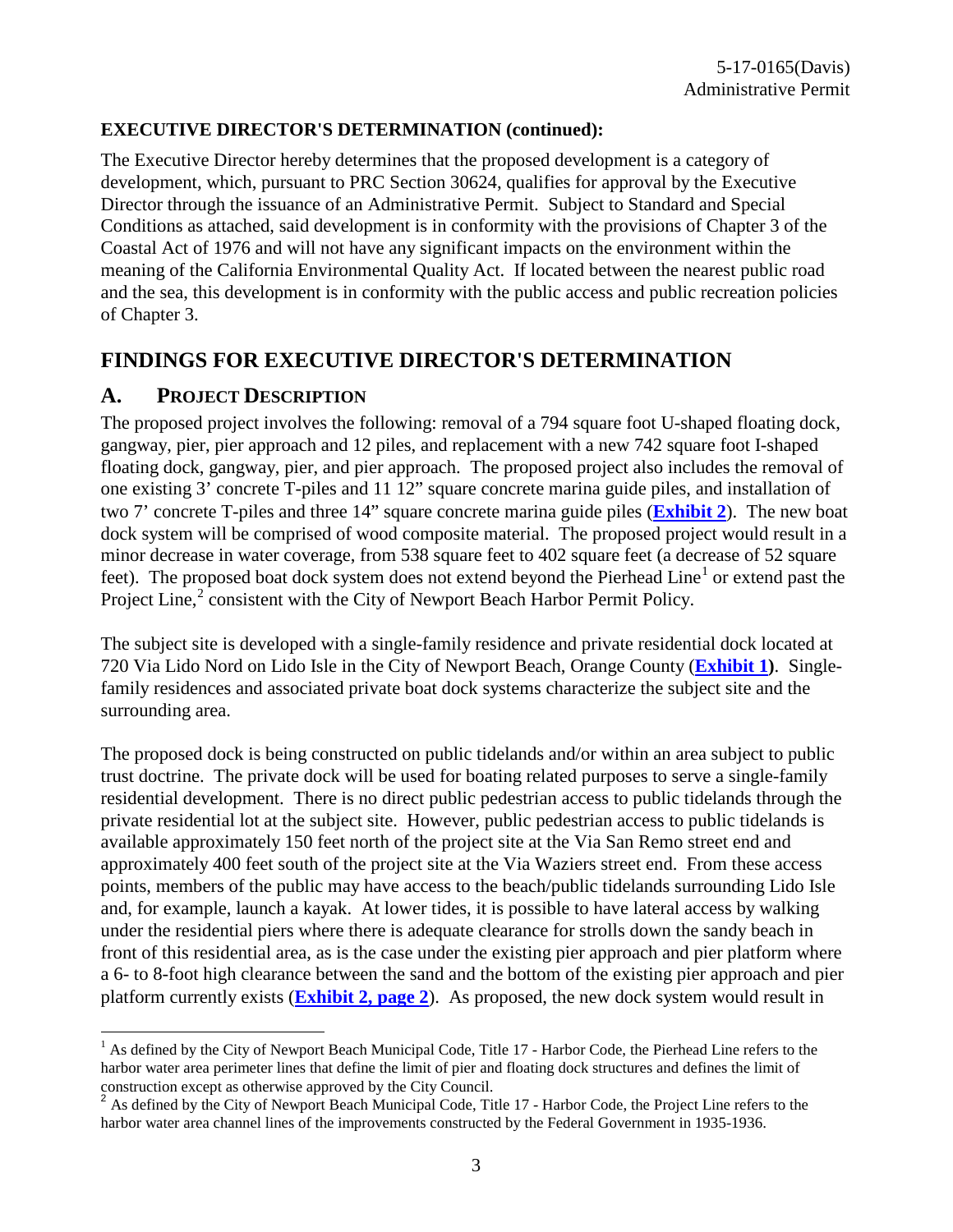**EXECUTIVE DIRECTOR'S DETERMINATION (continued):**

The Executive Director hereby determines that the proposed development is a category of development, which, pursuant to PRC Section 30624, qualifies for approval by the Executive Director through the issuance of an Administrative Permit. Subject to Standard and Special Conditions as attached, said development is in conformity with the provisions of Chapter 3 of the Coastal Act of 1976 and will not have any significant impacts on the environment within the meaning of the California Environmental Quality Act. If located between the nearest public road and the sea, this development is in conformity with the public access and public recreation policies of Chapter 3.

# FINDINGS FOR EXECUTIVE DIRECTOR'S DETERMINATION

## A. PROJECT DESCRIPTION

The proposed project involves the following: removal of a 794 square foot U-shaped floating dock, gangway, pier, pier approach and 12 piles, and replacement with a new 742 square foot I-shaped floating dock, gangway, pier, and pier approach. The proposed project also includes the removal of one existing 3' concrete T-piles and 11 12" square concrete marina guide piles, and installation of two 7' concrete T-piles and three 14" square concrete marina guide piles (**Exhibit 2**). The new boat dock system will be comprised of wood composite material. The proposed project would result in a minor decrease in water coverage, from 538 square feet to 402 square feet (a decrease of 52 square feet). The proposed boat dock system does not extend beyond the Pierhead Line[1] or extend past the Project Line,[2] consistent with the City of Newport Beach Harbor Permit Policy.

The subject site is developed with a single-family residence and private residential dock located at 720 Via Lido Nord on Lido Isle in the City of Newport Beach, Orange County (**Exhibit 1)**. Single-family residences and associated private boat dock systems characterize the subject site and the surrounding area.

The proposed dock is being constructed on public tidelands and/or within an area subject to public trust doctrine. The private dock will be used for boating related purposes to serve a single-family residential development. There is no direct public pedestrian access to public tidelands through the private residential lot at the subject site. However, public pedestrian access to public tidelands is available approximately 150 feet north of the project site at the Via San Remo street end and approximately 400 feet south of the project site at the Via Waziers street end. From these access points, members of the public may have access to the beach/public tidelands surrounding Lido Isle and, for example, launch a kayak. At lower tides, it is possible to have lateral access by walking under the residential piers where there is adequate clearance for strolls down the sandy beach in front of this residential area, as is the case under the existing pier approach and pier platform where a 6- to 8-foot high clearance between the sand and the bottom of the existing pier approach and pier platform currently exists (**Exhibit 2, page 2**). As proposed, the new dock system would result in

[1] As defined by the City of Newport Beach Municipal Code, Title 17 - Harbor Code, the Pierhead Line refers to the harbor water area perimeter lines that define the limit of pier and floating dock structures and defines the limit of construction except as otherwise approved by the City Council.

[2] As defined by the City of Newport Beach Municipal Code, Title 17 - Harbor Code, the Project Line refers to the harbor water area channel lines of the improvements constructed by the Federal Government in 1935-1936.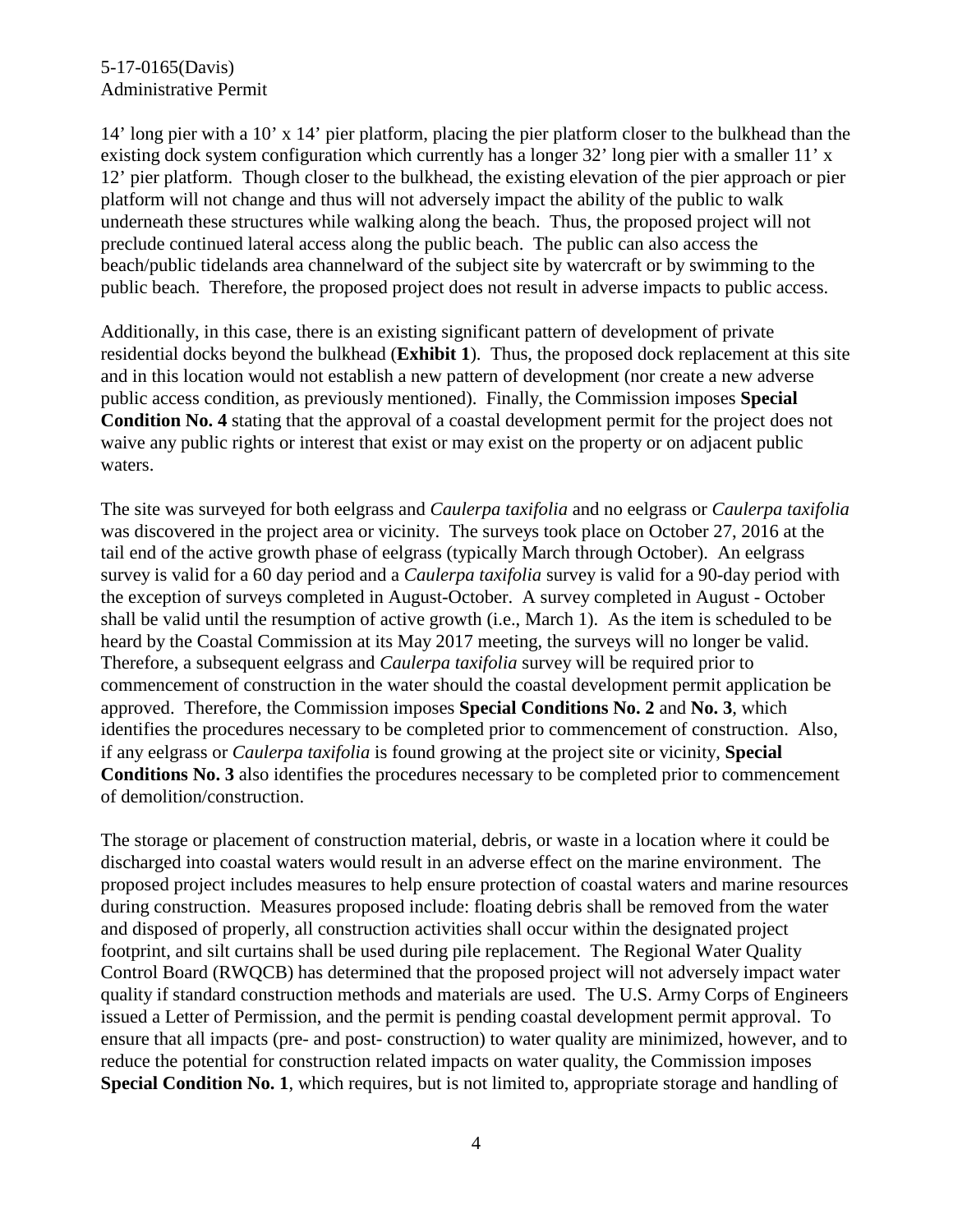14' long pier with a 10' x 14' pier platform, placing the pier platform closer to the bulkhead than the existing dock system configuration which currently has a longer 32' long pier with a smaller 11' x 12' pier platform. Though closer to the bulkhead, the existing elevation of the pier approach or pier platform will not change and thus will not adversely impact the ability of the public to walk underneath these structures while walking along the beach. Thus, the proposed project will not preclude continued lateral access along the public beach. The public can also access the beach/public tidelands area channelward of the subject site by watercraft or by swimming to the public beach. Therefore, the proposed project does not result in adverse impacts to public access.

Additionally, in this case, there is an existing significant pattern of development of private residential docks beyond the bulkhead (**Exhibit 1**). Thus, the proposed dock replacement at this site and in this location would not establish a new pattern of development (nor create a new adverse public access condition, as previously mentioned). Finally, the Commission imposes **Special Condition No. 4** stating that the approval of a coastal development permit for the project does not waive any public rights or interest that exist or may exist on the property or on adjacent public waters.

The site was surveyed for both eelgrass and *Caulerpa taxifolia* and no eelgrass or *Caulerpa taxifolia* was discovered in the project area or vicinity. The surveys took place on October 27, 2016 at the tail end of the active growth phase of eelgrass (typically March through October). An eelgrass survey is valid for a 60 day period and a *Caulerpa taxifolia* survey is valid for a 90-day period with the exception of surveys completed in August-October. A survey completed in August - October shall be valid until the resumption of active growth (i.e., March 1). As the item is scheduled to be heard by the Coastal Commission at its May 2017 meeting, the surveys will no longer be valid. Therefore, a subsequent eelgrass and *Caulerpa taxifolia* survey will be required prior to commencement of construction in the water should the coastal development permit application be approved. Therefore, the Commission imposes **Special Conditions No. 2** and **No. 3**, which identifies the procedures necessary to be completed prior to commencement of construction. Also, if any eelgrass or *Caulerpa taxifolia* is found growing at the project site or vicinity, **Special Conditions No. 3** also identifies the procedures necessary to be completed prior to commencement of demolition/construction.

The storage or placement of construction material, debris, or waste in a location where it could be discharged into coastal waters would result in an adverse effect on the marine environment. The proposed project includes measures to help ensure protection of coastal waters and marine resources during construction. Measures proposed include: floating debris shall be removed from the water and disposed of properly, all construction activities shall occur within the designated project footprint, and silt curtains shall be used during pile replacement. The Regional Water Quality Control Board (RWQCB) has determined that the proposed project will not adversely impact water quality if standard construction methods and materials are used. The U.S. Army Corps of Engineers issued a Letter of Permission, and the permit is pending coastal development permit approval. To ensure that all impacts (pre- and post- construction) to water quality are minimized, however, and to reduce the potential for construction related impacts on water quality, the Commission imposes **Special Condition No. 1**, which requires, but is not limited to, appropriate storage and handling of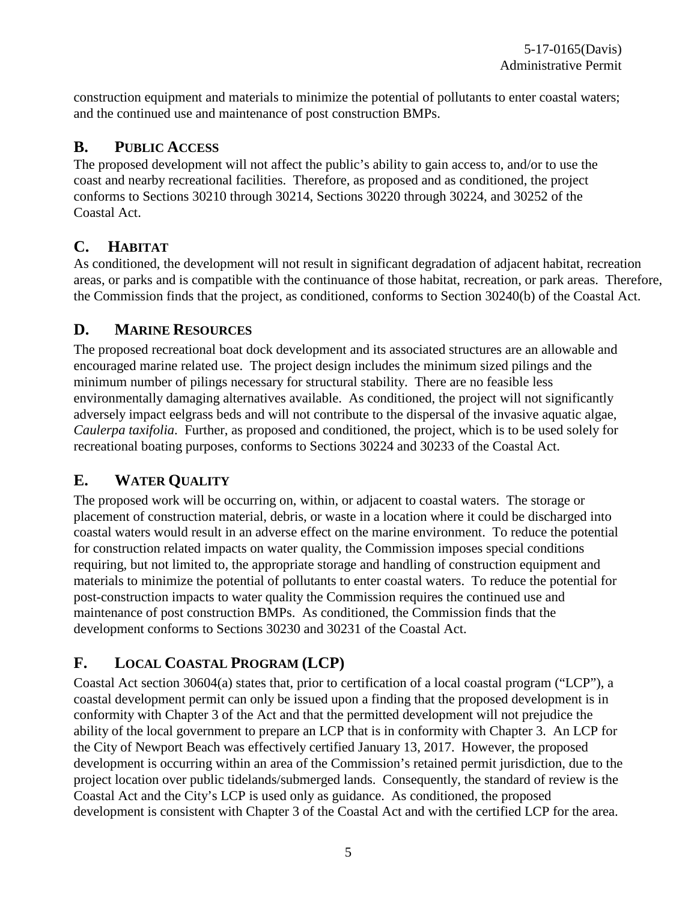construction equipment and materials to minimize the potential of pollutants to enter coastal waters; and the continued use and maintenance of post construction BMPs.

## B. Public Access

The proposed development will not affect the public's ability to gain access to, and/or to use the coast and nearby recreational facilities. Therefore, as proposed and as conditioned, the project conforms to Sections 30210 through 30214, Sections 30220 through 30224, and 30252 of the Coastal Act.

## C. Habitat

As conditioned, the development will not result in significant degradation of adjacent habitat, recreation areas, or parks and is compatible with the continuance of those habitat, recreation, or park areas. Therefore, the Commission finds that the project, as conditioned, conforms to Section 30240(b) of the Coastal Act.

## D. Marine Resources

The proposed recreational boat dock development and its associated structures are an allowable and encouraged marine related use. The project design includes the minimum sized pilings and the minimum number of pilings necessary for structural stability. There are no feasible less environmentally damaging alternatives available. As conditioned, the project will not significantly adversely impact eelgrass beds and will not contribute to the dispersal of the invasive aquatic algae, *Caulerpa taxifolia*. Further, as proposed and conditioned, the project, which is to be used solely for recreational boating purposes, conforms to Sections 30224 and 30233 of the Coastal Act.

## E. Water Quality

The proposed work will be occurring on, within, or adjacent to coastal waters. The storage or placement of construction material, debris, or waste in a location where it could be discharged into coastal waters would result in an adverse effect on the marine environment. To reduce the potential for construction related impacts on water quality, the Commission imposes special conditions requiring, but not limited to, the appropriate storage and handling of construction equipment and materials to minimize the potential of pollutants to enter coastal waters. To reduce the potential for post-construction impacts to water quality the Commission requires the continued use and maintenance of post construction BMPs. As conditioned, the Commission finds that the development conforms to Sections 30230 and 30231 of the Coastal Act.

## F. Local Coastal Program (LCP)

Coastal Act section 30604(a) states that, prior to certification of a local coastal program ("LCP"), a coastal development permit can only be issued upon a finding that the proposed development is in conformity with Chapter 3 of the Act and that the permitted development will not prejudice the ability of the local government to prepare an LCP that is in conformity with Chapter 3. An LCP for the City of Newport Beach was effectively certified January 13, 2017. However, the proposed development is occurring within an area of the Commission's retained permit jurisdiction, due to the project location over public tidelands/submerged lands. Consequently, the standard of review is the Coastal Act and the City's LCP is used only as guidance. As conditioned, the proposed development is consistent with Chapter 3 of the Coastal Act and with the certified LCP for the area.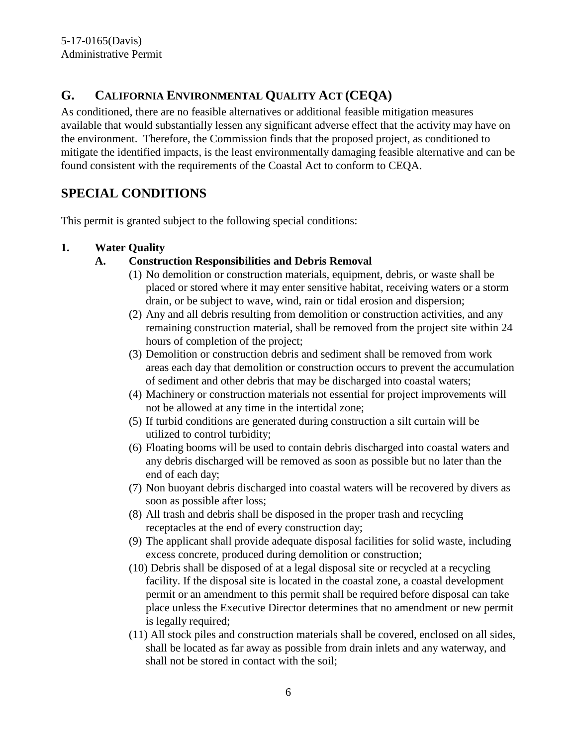## G. CALIFORNIA ENVIRONMENTAL QUALITY ACT (CEQA)

As conditioned, there are no feasible alternatives or additional feasible mitigation measures available that would substantially lessen any significant adverse effect that the activity may have on the environment. Therefore, the Commission finds that the proposed project, as conditioned to mitigate the identified impacts, is the least environmentally damaging feasible alternative and can be found consistent with the requirements of the Coastal Act to conform to CEQA.

# SPECIAL CONDITIONS

This permit is granted subject to the following special conditions:

**1. Water Quality**

**A. Construction Responsibilities and Debris Removal**

(1) No demolition or construction materials, equipment, debris, or waste shall be placed or stored where it may enter sensitive habitat, receiving waters or a storm drain, or be subject to wave, wind, rain or tidal erosion and dispersion;

(2) Any and all debris resulting from demolition or construction activities, and any remaining construction material, shall be removed from the project site within 24 hours of completion of the project;

(3) Demolition or construction debris and sediment shall be removed from work areas each day that demolition or construction occurs to prevent the accumulation of sediment and other debris that may be discharged into coastal waters;

(4) Machinery or construction materials not essential for project improvements will not be allowed at any time in the intertidal zone;

(5) If turbid conditions are generated during construction a silt curtain will be utilized to control turbidity;

(6) Floating booms will be used to contain debris discharged into coastal waters and any debris discharged will be removed as soon as possible but no later than the end of each day;

(7) Non buoyant debris discharged into coastal waters will be recovered by divers as soon as possible after loss;

(8) All trash and debris shall be disposed in the proper trash and recycling receptacles at the end of every construction day;

(9) The applicant shall provide adequate disposal facilities for solid waste, including excess concrete, produced during demolition or construction;

(10) Debris shall be disposed of at a legal disposal site or recycled at a recycling facility. If the disposal site is located in the coastal zone, a coastal development permit or an amendment to this permit shall be required before disposal can take place unless the Executive Director determines that no amendment or new permit is legally required;

(11) All stock piles and construction materials shall be covered, enclosed on all sides, shall be located as far away as possible from drain inlets and any waterway, and shall not be stored in contact with the soil;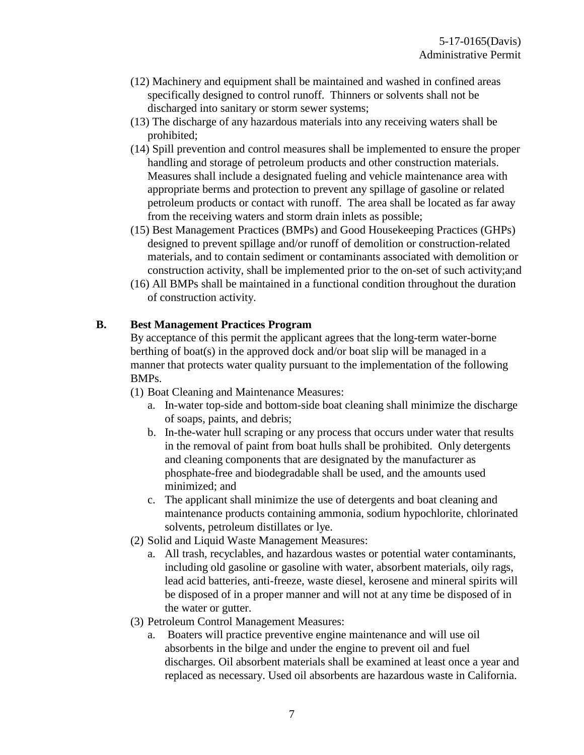(12) Machinery and equipment shall be maintained and washed in confined areas specifically designed to control runoff. Thinners or solvents shall not be discharged into sanitary or storm sewer systems;

(13) The discharge of any hazardous materials into any receiving waters shall be prohibited;

(14) Spill prevention and control measures shall be implemented to ensure the proper handling and storage of petroleum products and other construction materials. Measures shall include a designated fueling and vehicle maintenance area with appropriate berms and protection to prevent any spillage of gasoline or related petroleum products or contact with runoff. The area shall be located as far away from the receiving waters and storm drain inlets as possible;

(15) Best Management Practices (BMPs) and Good Housekeeping Practices (GHPs) designed to prevent spillage and/or runoff of demolition or construction-related materials, and to contain sediment or contaminants associated with demolition or construction activity, shall be implemented prior to the on-set of such activity;and

(16) All BMPs shall be maintained in a functional condition throughout the duration of construction activity.

**B. Best Management Practices Program**

By acceptance of this permit the applicant agrees that the long-term water-borne berthing of boat(s) in the approved dock and/or boat slip will be managed in a manner that protects water quality pursuant to the implementation of the following BMPs.

(1) Boat Cleaning and Maintenance Measures:

a. In-water top-side and bottom-side boat cleaning shall minimize the discharge of soaps, paints, and debris;

b. In-the-water hull scraping or any process that occurs under water that results in the removal of paint from boat hulls shall be prohibited. Only detergents and cleaning components that are designated by the manufacturer as phosphate-free and biodegradable shall be used, and the amounts used minimized; and

c. The applicant shall minimize the use of detergents and boat cleaning and maintenance products containing ammonia, sodium hypochlorite, chlorinated solvents, petroleum distillates or lye.

(2) Solid and Liquid Waste Management Measures:

a. All trash, recyclables, and hazardous wastes or potential water contaminants, including old gasoline or gasoline with water, absorbent materials, oily rags, lead acid batteries, anti-freeze, waste diesel, kerosene and mineral spirits will be disposed of in a proper manner and will not at any time be disposed of in the water or gutter.

(3) Petroleum Control Management Measures:

a. Boaters will practice preventive engine maintenance and will use oil absorbents in the bilge and under the engine to prevent oil and fuel discharges. Oil absorbent materials shall be examined at least once a year and replaced as necessary. Used oil absorbents are hazardous waste in California.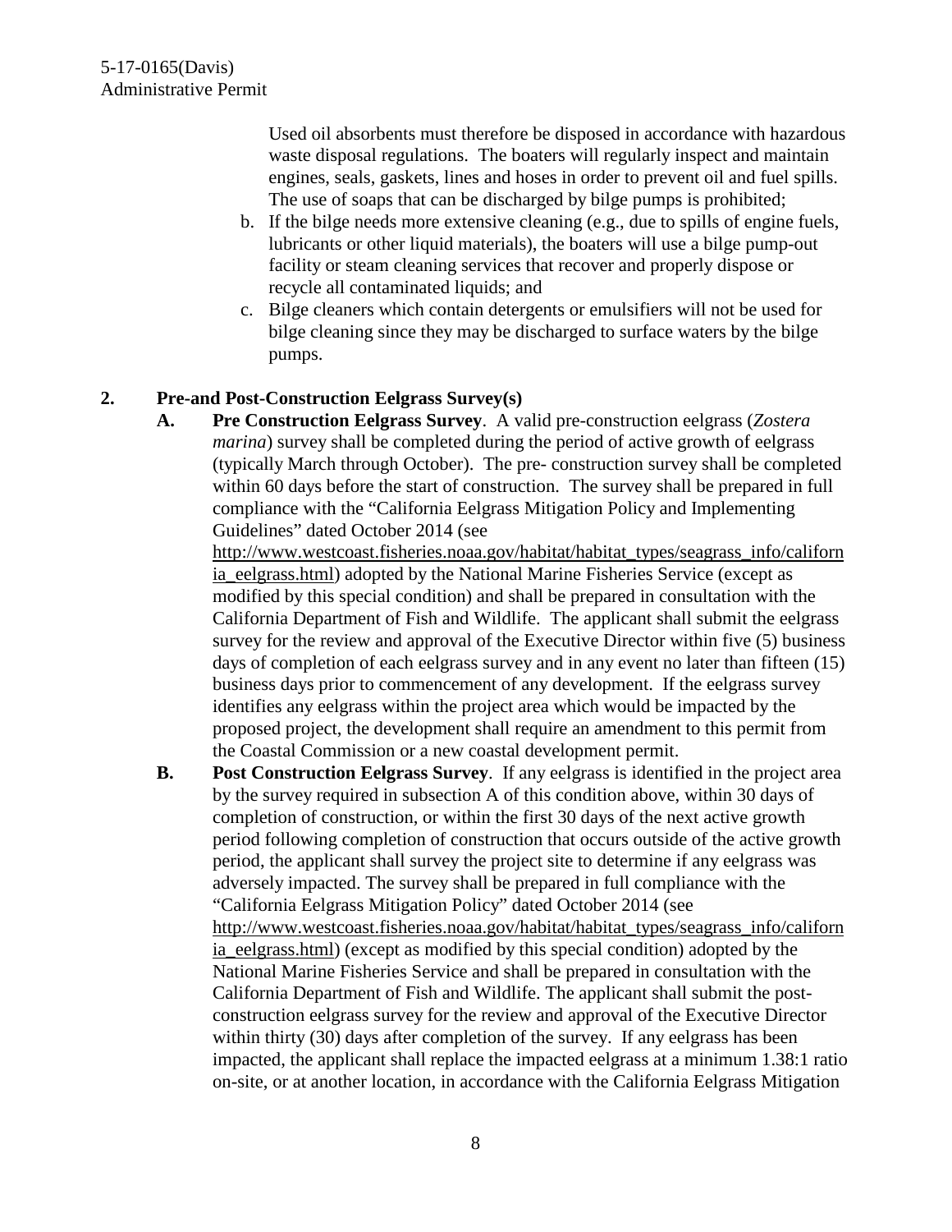Used oil absorbents must therefore be disposed in accordance with hazardous waste disposal regulations. The boaters will regularly inspect and maintain engines, seals, gaskets, lines and hoses in order to prevent oil and fuel spills. The use of soaps that can be discharged by bilge pumps is prohibited;

b. If the bilge needs more extensive cleaning (e.g., due to spills of engine fuels, lubricants or other liquid materials), the boaters will use a bilge pump-out facility or steam cleaning services that recover and properly dispose or recycle all contaminated liquids; and

c. Bilge cleaners which contain detergents or emulsifiers will not be used for bilge cleaning since they may be discharged to surface waters by the bilge pumps.

**2. Pre-and Post-Construction Eelgrass Survey(s)**

**A. Pre Construction Eelgrass Survey**. A valid pre-construction eelgrass (*Zostera marina*) survey shall be completed during the period of active growth of eelgrass (typically March through October). The pre- construction survey shall be completed within 60 days before the start of construction. The survey shall be prepared in full compliance with the "California Eelgrass Mitigation Policy and Implementing Guidelines" dated October 2014 (see http://www.westcoast.fisheries.noaa.gov/habitat/habitat_types/seagrass_info/california_eelgrass.html) adopted by the National Marine Fisheries Service (except as modified by this special condition) and shall be prepared in consultation with the California Department of Fish and Wildlife. The applicant shall submit the eelgrass survey for the review and approval of the Executive Director within five (5) business days of completion of each eelgrass survey and in any event no later than fifteen (15) business days prior to commencement of any development. If the eelgrass survey identifies any eelgrass within the project area which would be impacted by the proposed project, the development shall require an amendment to this permit from the Coastal Commission or a new coastal development permit.

**B. Post Construction Eelgrass Survey**. If any eelgrass is identified in the project area by the survey required in subsection A of this condition above, within 30 days of completion of construction, or within the first 30 days of the next active growth period following completion of construction that occurs outside of the active growth period, the applicant shall survey the project site to determine if any eelgrass was adversely impacted. The survey shall be prepared in full compliance with the "California Eelgrass Mitigation Policy" dated October 2014 (see http://www.westcoast.fisheries.noaa.gov/habitat/habitat_types/seagrass_info/california_eelgrass.html) (except as modified by this special condition) adopted by the National Marine Fisheries Service and shall be prepared in consultation with the California Department of Fish and Wildlife. The applicant shall submit the post-construction eelgrass survey for the review and approval of the Executive Director within thirty (30) days after completion of the survey. If any eelgrass has been impacted, the applicant shall replace the impacted eelgrass at a minimum 1.38:1 ratio on-site, or at another location, in accordance with the California Eelgrass Mitigation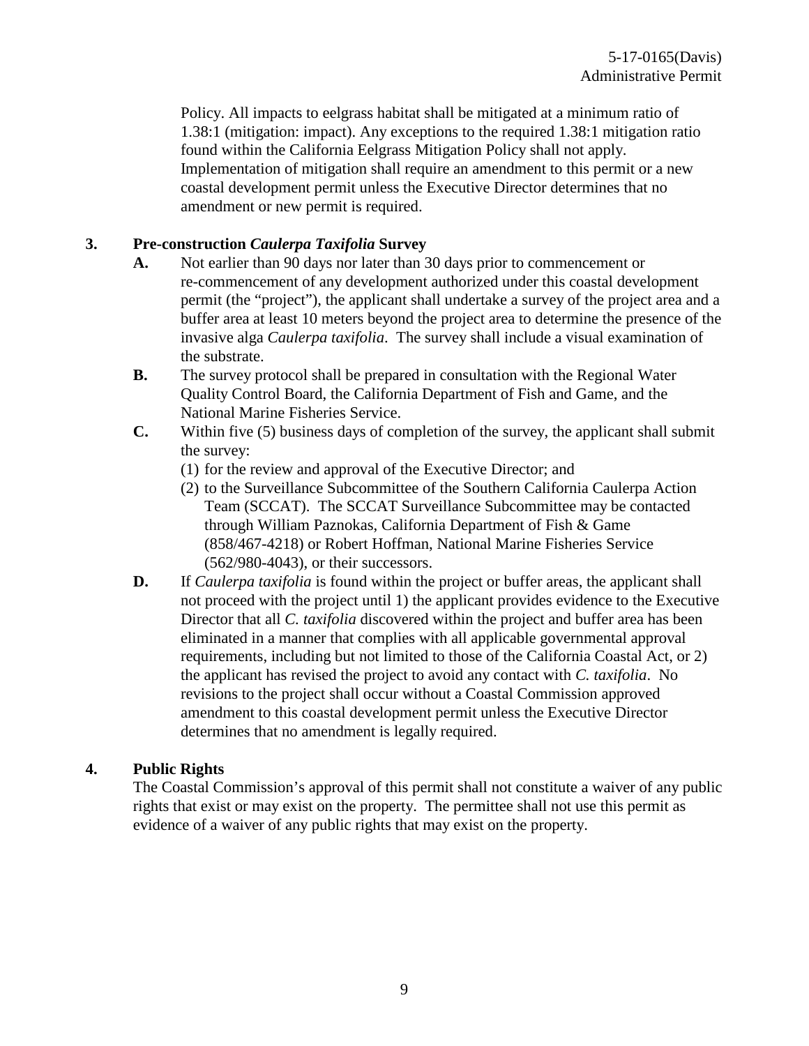Policy. All impacts to eelgrass habitat shall be mitigated at a minimum ratio of 1.38:1 (mitigation: impact). Any exceptions to the required 1.38:1 mitigation ratio found within the California Eelgrass Mitigation Policy shall not apply. Implementation of mitigation shall require an amendment to this permit or a new coastal development permit unless the Executive Director determines that no amendment or new permit is required.

**3. Pre-construction *Caulerpa Taxifolia* Survey**

**A.** Not earlier than 90 days nor later than 30 days prior to commencement or re-commencement of any development authorized under this coastal development permit (the "project"), the applicant shall undertake a survey of the project area and a buffer area at least 10 meters beyond the project area to determine the presence of the invasive alga *Caulerpa taxifolia*. The survey shall include a visual examination of the substrate.

**B.** The survey protocol shall be prepared in consultation with the Regional Water Quality Control Board, the California Department of Fish and Game, and the National Marine Fisheries Service.

**C.** Within five (5) business days of completion of the survey, the applicant shall submit the survey:

(1) for the review and approval of the Executive Director; and

(2) to the Surveillance Subcommittee of the Southern California Caulerpa Action Team (SCCAT). The SCCAT Surveillance Subcommittee may be contacted through William Paznokas, California Department of Fish & Game (858/467-4218) or Robert Hoffman, National Marine Fisheries Service (562/980-4043), or their successors.

**D.** If *Caulerpa taxifolia* is found within the project or buffer areas, the applicant shall not proceed with the project until 1) the applicant provides evidence to the Executive Director that all *C. taxifolia* discovered within the project and buffer area has been eliminated in a manner that complies with all applicable governmental approval requirements, including but not limited to those of the California Coastal Act, or 2) the applicant has revised the project to avoid any contact with *C. taxifolia*. No revisions to the project shall occur without a Coastal Commission approved amendment to this coastal development permit unless the Executive Director determines that no amendment is legally required.

**4. Public Rights**

The Coastal Commission's approval of this permit shall not constitute a waiver of any public rights that exist or may exist on the property. The permittee shall not use this permit as evidence of a waiver of any public rights that may exist on the property.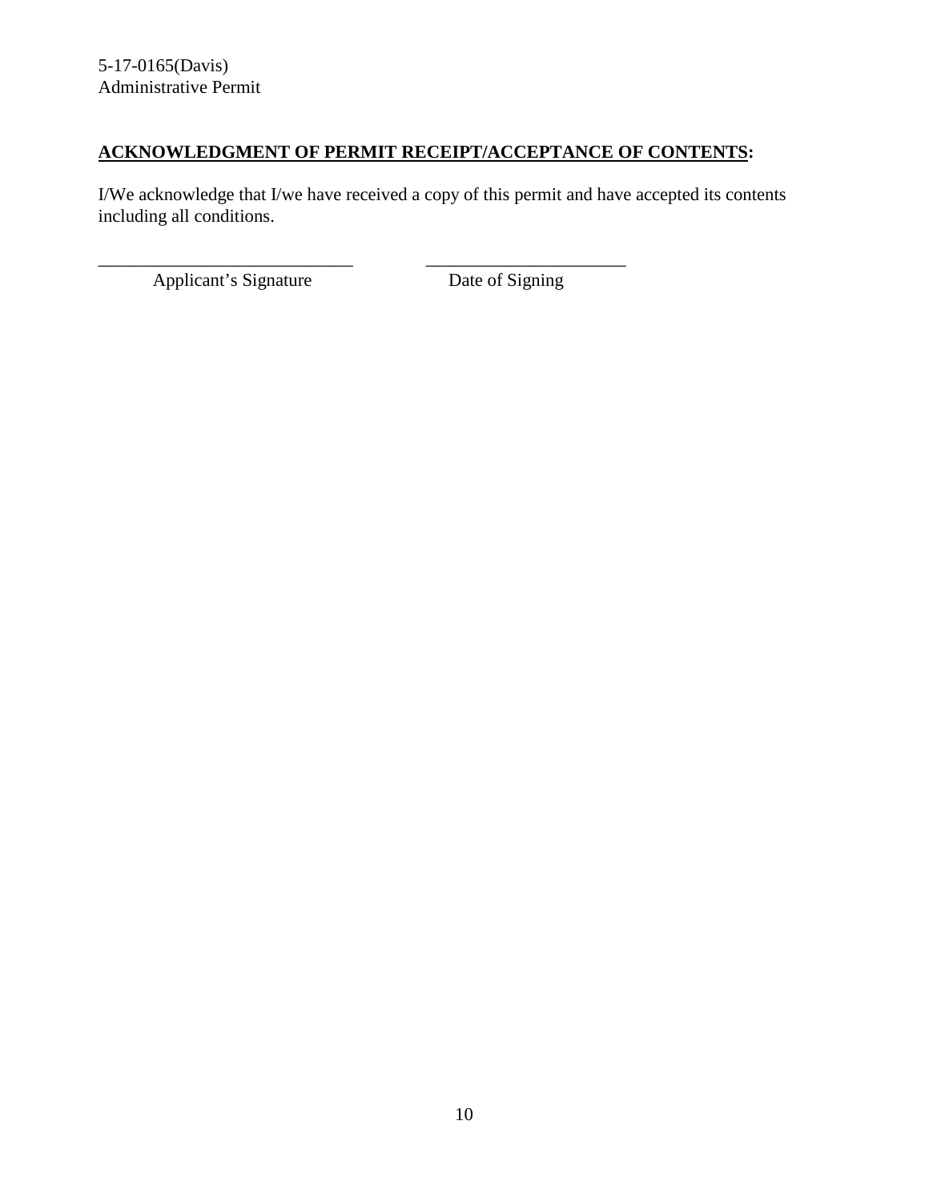**ACKNOWLEDGMENT OF PERMIT RECEIPT/ACCEPTANCE OF CONTENTS:**

I/We acknowledge that I/we have received a copy of this permit and have accepted its contents including all conditions.

\_\_\_\_\_\_\_\_\_\_\_\_\_\_\_\_\_\_\_\_\_\_\_\_\_\_\_\_ \_\_\_\_\_\_\_\_\_\_\_\_\_\_\_\_\_\_\_\_\_\_

Applicant's Signature Date of Signing